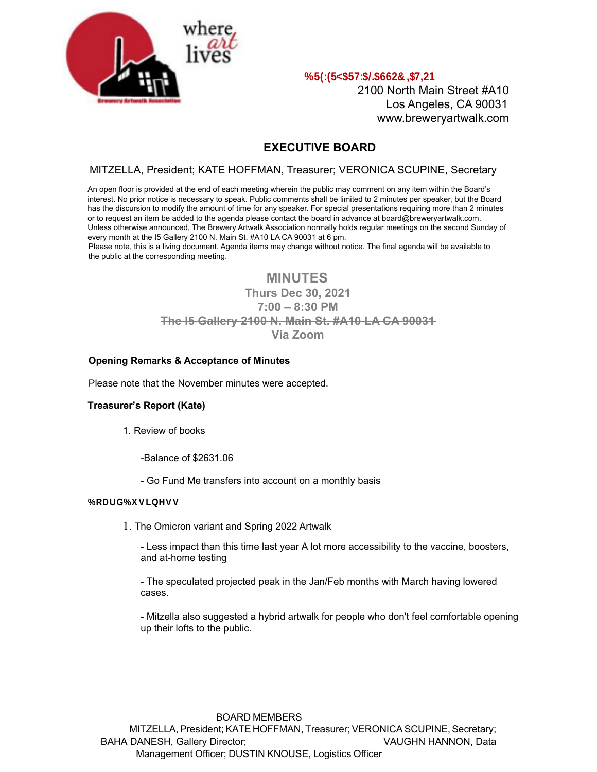**%5(:(5<$57:$/.$662&,$7,21**

2100 North Main Street #A10
Los Angeles, CA 90031
www.breweryartwalk.com

## EXECUTIVE BOARD

MITZELLA, President; KATE HOFFMAN, Treasurer; VERONICA SCUPINE, Secretary

An open floor is provided at the end of each meeting wherein the public may comment on any item within the Board's interest. No prior notice is necessary to speak. Public comments shall be limited to 2 minutes per speaker, but the Board has the discursion to modify the amount of time for any speaker. For special presentations requiring more than 2 minutes or to request an item be added to the agenda please contact the board in advance at board@breweryartwalk.com. Unless otherwise announced, The Brewery Artwalk Association normally holds regular meetings on the second Sunday of every month at the I5 Gallery 2100 N. Main St. #A10 LA CA 90031 at 6 pm.
Please note, this is a living document. Agenda items may change without notice. The final agenda will be available to the public at the corresponding meeting.

## MINUTES

**Thurs Dec 30, 2021**
**7:00 – 8:30 PM**
~~The I5 Gallery 2100 N. Main St. #A10 LA CA 90031~~
**Via Zoom**

### Opening Remarks & Acceptance of Minutes

Please note that the November minutes were accepted.

### Treasurer's Report (Kate)

1. Review of books

   -Balance of $2631.06

   - Go Fund Me transfers into account on a monthly basis

### %RDUG%XVLQHVV

1. The Omicron variant and Spring 2022 Artwalk

   - Less impact than this time last year A lot more accessibility to the vaccine, boosters, and at-home testing

   - The speculated projected peak in the Jan/Feb months with March having lowered cases.

   - Mitzella also suggested a hybrid artwalk for people who don't feel comfortable opening up their lofts to the public.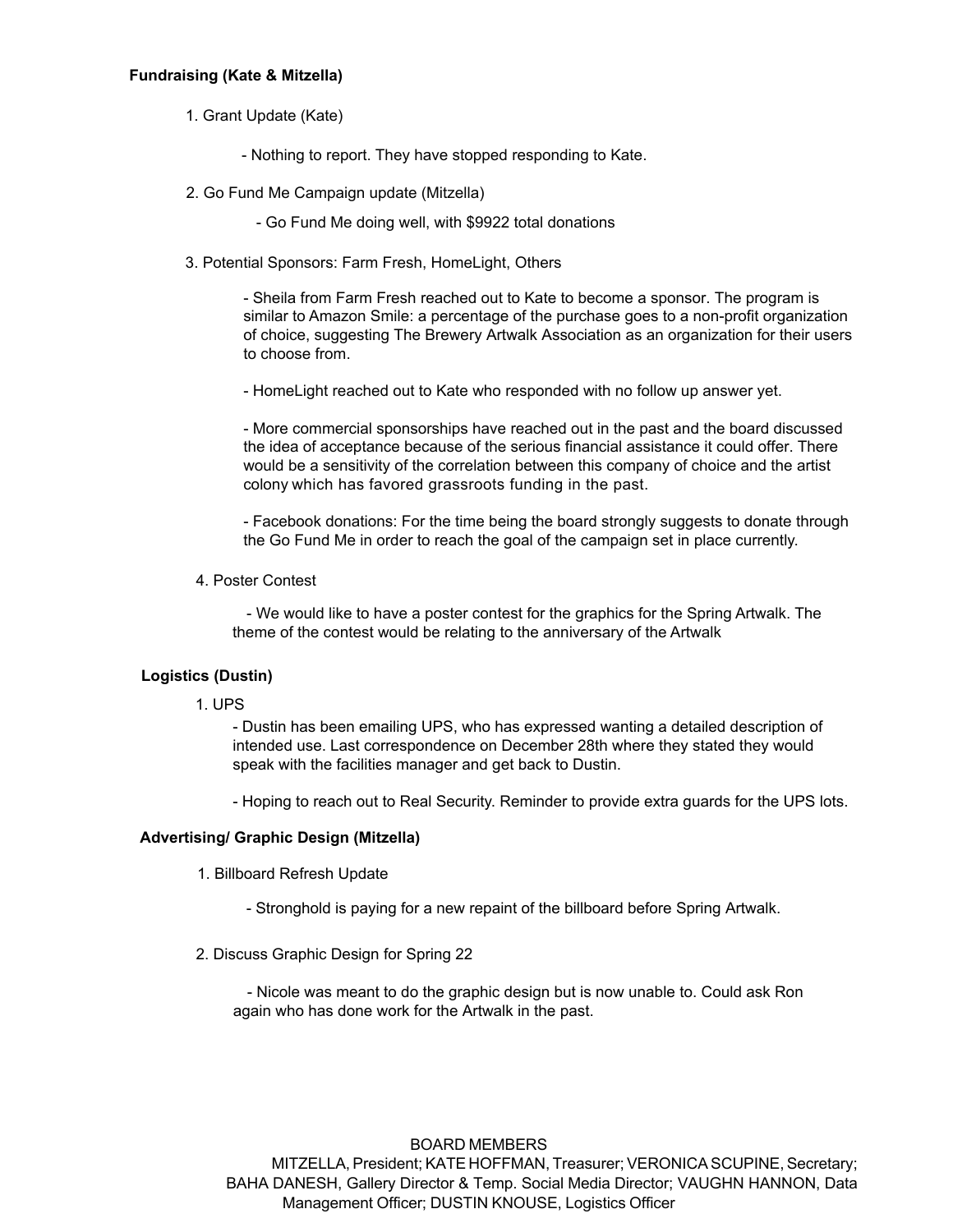**Fundraising (Kate & Mitzella)**

1. Grant Update (Kate)

   - Nothing to report. They have stopped responding to Kate.

2. Go Fund Me Campaign update (Mitzella)

   - Go Fund Me doing well, with $9922 total donations

3. Potential Sponsors: Farm Fresh, HomeLight, Others

   - Sheila from Farm Fresh reached out to Kate to become a sponsor. The program is similar to Amazon Smile: a percentage of the purchase goes to a non-profit organization of choice, suggesting The Brewery Artwalk Association as an organization for their users to choose from.

   - HomeLight reached out to Kate who responded with no follow up answer yet.

   - More commercial sponsorships have reached out in the past and the board discussed the idea of acceptance because of the serious financial assistance it could offer. There would be a sensitivity of the correlation between this company of choice and the artist colony which has favored grassroots funding in the past.

   - Facebook donations: For the time being the board strongly suggests to donate through the Go Fund Me in order to reach the goal of the campaign set in place currently.

4. Poster Contest

   - We would like to have a poster contest for the graphics for the Spring Artwalk. The theme of the contest would be relating to the anniversary of the Artwalk

**Logistics (Dustin)**

1. UPS

   - Dustin has been emailing UPS, who has expressed wanting a detailed description of intended use. Last correspondence on December 28th where they stated they would speak with the facilities manager and get back to Dustin.

   - Hoping to reach out to Real Security. Reminder to provide extra guards for the UPS lots.

**Advertising/ Graphic Design (Mitzella)**

1. Billboard Refresh Update

   - Stronghold is paying for a new repaint of the billboard before Spring Artwalk.

2. Discuss Graphic Design for Spring 22

   - Nicole was meant to do the graphic design but is now unable to. Could ask Ron again who has done work for the Artwalk in the past.

BOARD MEMBERS

MITZELLA, President; KATE HOFFMAN, Treasurer; VERONICA SCUPINE, Secretary; BAHA DANESH, Gallery Director & Temp. Social Media Director; VAUGHN HANNON, Data Management Officer; DUSTIN KNOUSE, Logistics Officer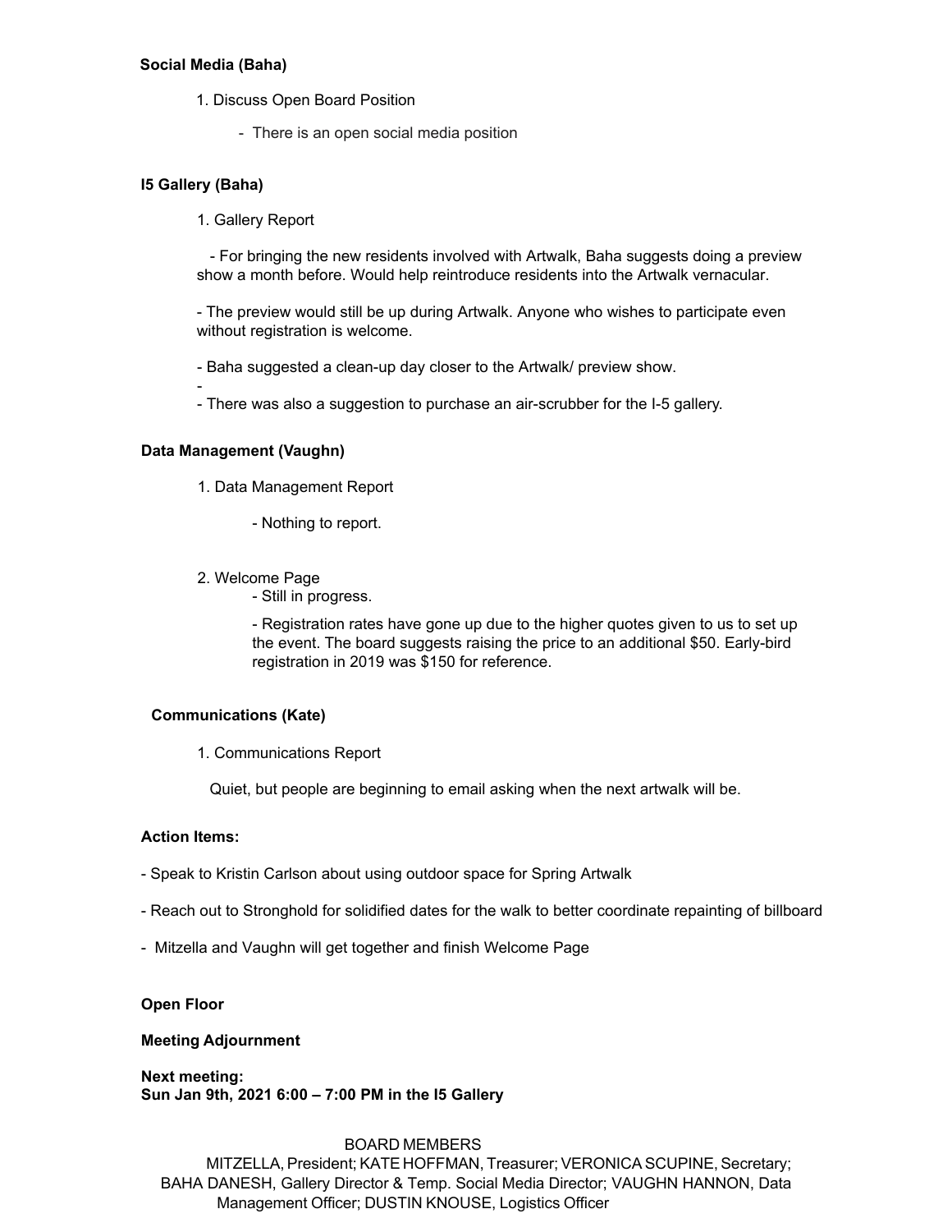**Social Media (Baha)**

1. Discuss Open Board Position

    - There is an open social media position

**I5 Gallery (Baha)**

1. Gallery Report

   - For bringing the new residents involved with Artwalk, Baha suggests doing a preview show a month before. Would help reintroduce residents into the Artwalk vernacular.

   - The preview would still be up during Artwalk. Anyone who wishes to participate even without registration is welcome.

   - Baha suggested a clean-up day closer to the Artwalk/ preview show.

   -

   - There was also a suggestion to purchase an air-scrubber for the I-5 gallery.

**Data Management (Vaughn)**

1. Data Management Report

    - Nothing to report.

2. Welcome Page

    - Still in progress.

    - Registration rates have gone up due to the higher quotes given to us to set up the event. The board suggests raising the price to an additional $50. Early-bird registration in 2019 was $150 for reference.

**Communications (Kate)**

1. Communications Report

   Quiet, but people are beginning to email asking when the next artwalk will be.

**Action Items:**

- Speak to Kristin Carlson about using outdoor space for Spring Artwalk

- Reach out to Stronghold for solidified dates for the walk to better coordinate repainting of billboard

- Mitzella and Vaughn will get together and finish Welcome Page

**Open Floor**

**Meeting Adjournment**

**Next meeting:**
**Sun Jan 9th, 2021 6:00 – 7:00 PM in the I5 Gallery**

BOARD MEMBERS
MITZELLA, President; KATE HOFFMAN, Treasurer; VERONICA SCUPINE, Secretary; BAHA DANESH, Gallery Director & Temp. Social Media Director; VAUGHN HANNON, Data Management Officer; DUSTIN KNOUSE, Logistics Officer